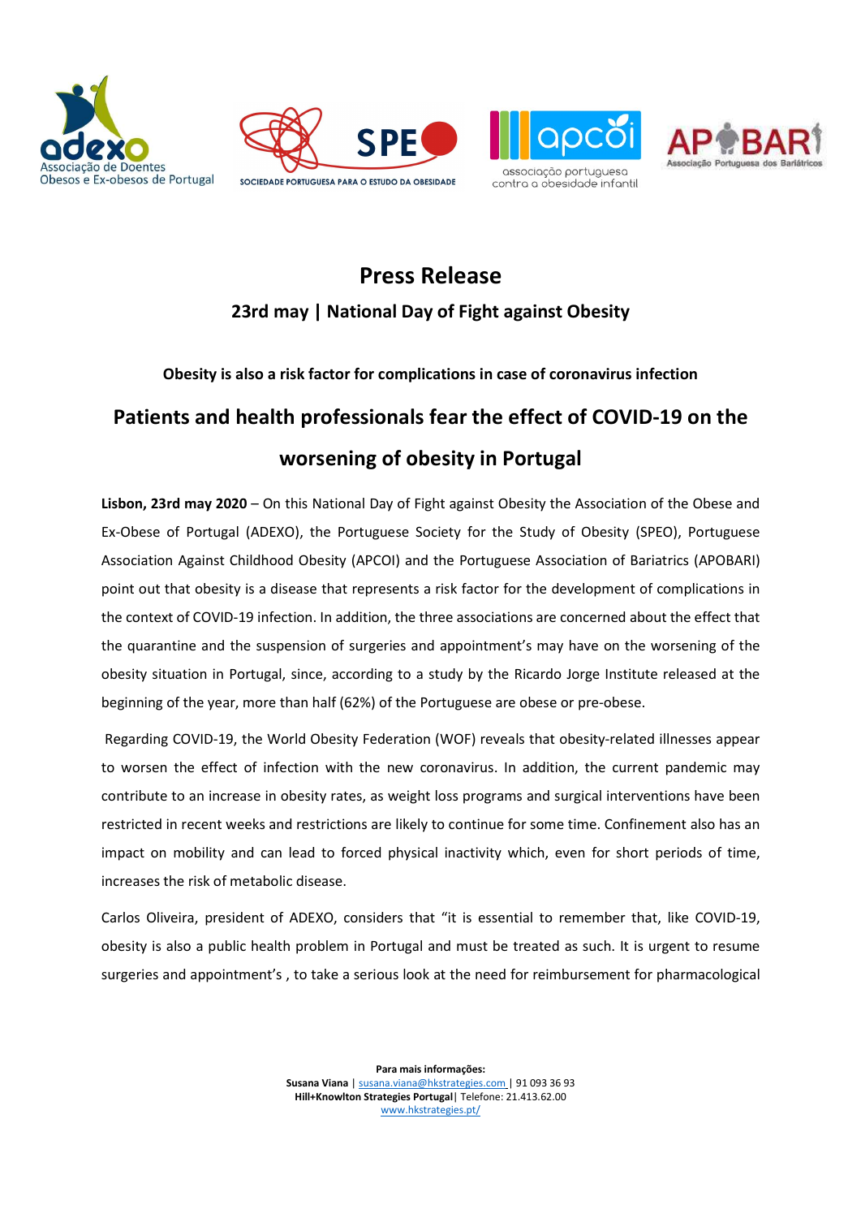# Press Release

## 23rd may | National Day of Fight against Obesity

**Obesity is also a risk factor for complications in case of coronavirus infection**

## Patients and health professionals fear the effect of COVID-19 on the worsening of obesity in Portugal

**Lisbon, 23rd may 2020** – On this National Day of Fight against Obesity the Association of the Obese and Ex-Obese of Portugal (ADEXO), the Portuguese Society for the Study of Obesity (SPEO), Portuguese Association Against Childhood Obesity (APCOI) and the Portuguese Association of Bariatrics (APOBARI) point out that obesity is a disease that represents a risk factor for the development of complications in the context of COVID-19 infection. In addition, the three associations are concerned about the effect that the quarantine and the suspension of surgeries and appointment's may have on the worsening of the obesity situation in Portugal, since, according to a study by the Ricardo Jorge Institute released at the beginning of the year, more than half (62%) of the Portuguese are obese or pre-obese.

Regarding COVID-19, the World Obesity Federation (WOF) reveals that obesity-related illnesses appear to worsen the effect of infection with the new coronavirus. In addition, the current pandemic may contribute to an increase in obesity rates, as weight loss programs and surgical interventions have been restricted in recent weeks and restrictions are likely to continue for some time. Confinement also has an impact on mobility and can lead to forced physical inactivity which, even for short periods of time, increases the risk of metabolic disease.

Carlos Oliveira, president of ADEXO, considers that "it is essential to remember that, like COVID-19, obesity is also a public health problem in Portugal and must be treated as such. It is urgent to resume surgeries and appointment's , to take a serious look at the need for reimbursement for pharmacological

**Para mais informações:**
**Susana Viana** | susana.viana@hkstrategies.com | 91 093 36 93
**Hill+Knowlton Strategies Portugal**| Telefone: 21.413.62.00
www.hkstrategies.pt/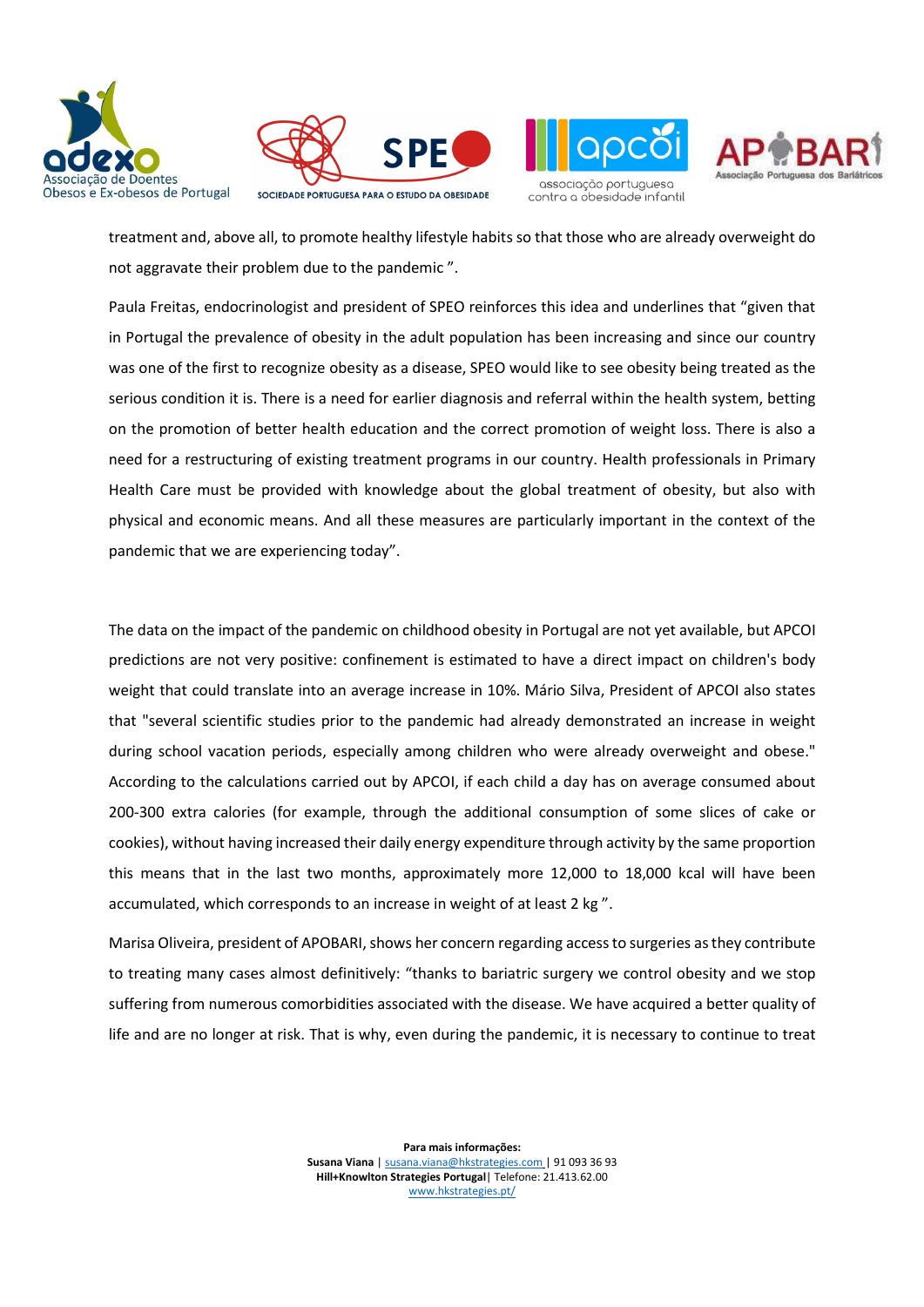treatment and, above all, to promote healthy lifestyle habits so that those who are already overweight do not aggravate their problem due to the pandemic ".

Paula Freitas, endocrinologist and president of SPEO reinforces this idea and underlines that "given that in Portugal the prevalence of obesity in the adult population has been increasing and since our country was one of the first to recognize obesity as a disease, SPEO would like to see obesity being treated as the serious condition it is. There is a need for earlier diagnosis and referral within the health system, betting on the promotion of better health education and the correct promotion of weight loss. There is also a need for a restructuring of existing treatment programs in our country. Health professionals in Primary Health Care must be provided with knowledge about the global treatment of obesity, but also with physical and economic means. And all these measures are particularly important in the context of the pandemic that we are experiencing today".

The data on the impact of the pandemic on childhood obesity in Portugal are not yet available, but APCOI predictions are not very positive: confinement is estimated to have a direct impact on children's body weight that could translate into an average increase in 10%. Mário Silva, President of APCOI also states that "several scientific studies prior to the pandemic had already demonstrated an increase in weight during school vacation periods, especially among children who were already overweight and obese." According to the calculations carried out by APCOI, if each child a day has on average consumed about 200-300 extra calories (for example, through the additional consumption of some slices of cake or cookies), without having increased their daily energy expenditure through activity by the same proportion this means that in the last two months, approximately more 12,000 to 18,000 kcal will have been accumulated, which corresponds to an increase in weight of at least 2 kg ".

Marisa Oliveira, president of APOBARI, shows her concern regarding access to surgeries as they contribute to treating many cases almost definitively: "thanks to bariatric surgery we control obesity and we stop suffering from numerous comorbidities associated with the disease. We have acquired a better quality of life and are no longer at risk. That is why, even during the pandemic, it is necessary to continue to treat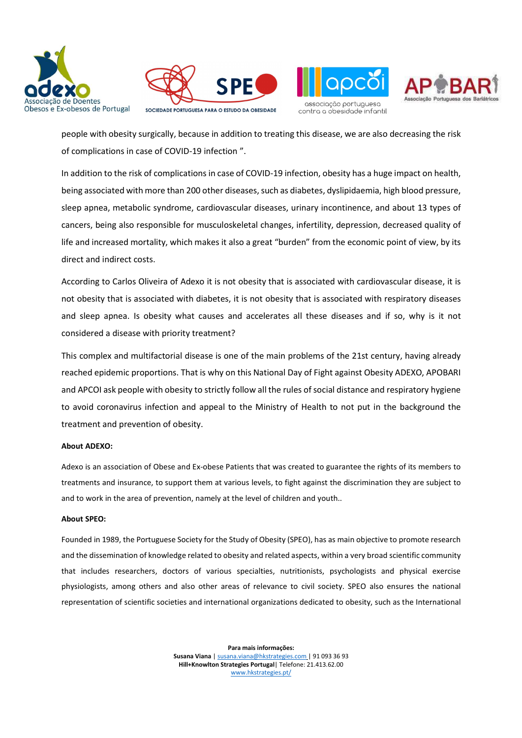people with obesity surgically, because in addition to treating this disease, we are also decreasing the risk of complications in case of COVID-19 infection ".

In addition to the risk of complications in case of COVID-19 infection, obesity has a huge impact on health, being associated with more than 200 other diseases, such as diabetes, dyslipidaemia, high blood pressure, sleep apnea, metabolic syndrome, cardiovascular diseases, urinary incontinence, and about 13 types of cancers, being also responsible for musculoskeletal changes, infertility, depression, decreased quality of life and increased mortality, which makes it also a great "burden" from the economic point of view, by its direct and indirect costs.

According to Carlos Oliveira of Adexo it is not obesity that is associated with cardiovascular disease, it is not obesity that is associated with diabetes, it is not obesity that is associated with respiratory diseases and sleep apnea. Is obesity what causes and accelerates all these diseases and if so, why is it not considered a disease with priority treatment?

This complex and multifactorial disease is one of the main problems of the 21st century, having already reached epidemic proportions. That is why on this National Day of Fight against Obesity ADEXO, APOBARI and APCOI ask people with obesity to strictly follow all the rules of social distance and respiratory hygiene to avoid coronavirus infection and appeal to the Ministry of Health to not put in the background the treatment and prevention of obesity.

**About ADEXO:**

Adexo is an association of Obese and Ex-obese Patients that was created to guarantee the rights of its members to treatments and insurance, to support them at various levels, to fight against the discrimination they are subject to and to work in the area of prevention, namely at the level of children and youth..

**About SPEO:**

Founded in 1989, the Portuguese Society for the Study of Obesity (SPEO), has as main objective to promote research and the dissemination of knowledge related to obesity and related aspects, within a very broad scientific community that includes researchers, doctors of various specialties, nutritionists, psychologists and physical exercise physiologists, among others and also other areas of relevance to civil society. SPEO also ensures the national representation of scientific societies and international organizations dedicated to obesity, such as the International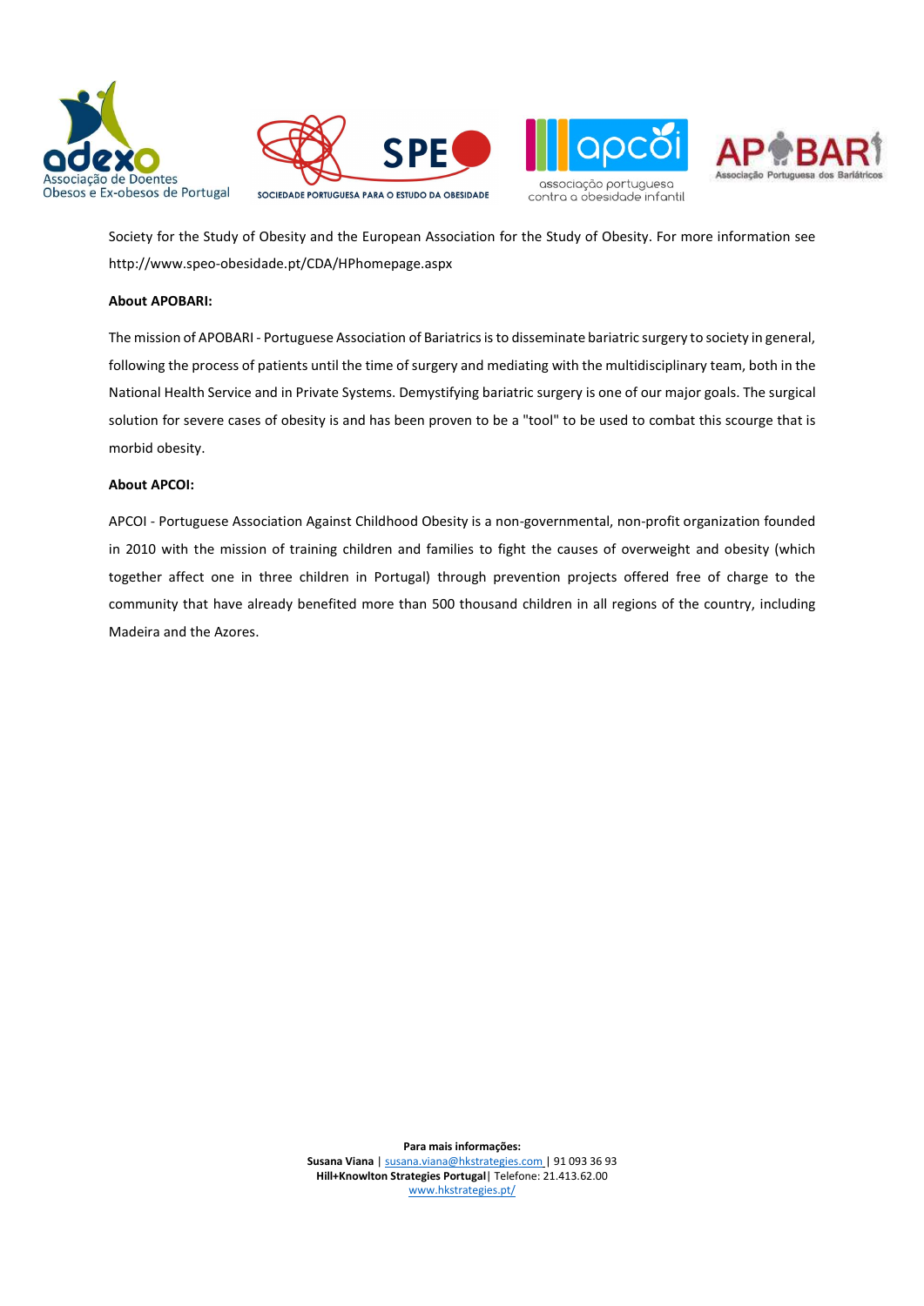Society for the Study of Obesity and the European Association for the Study of Obesity. For more information see http://www.speo-obesidade.pt/CDA/HPhomepage.aspx

**About APOBARI:**

The mission of APOBARI - Portuguese Association of Bariatrics is to disseminate bariatric surgery to society in general, following the process of patients until the time of surgery and mediating with the multidisciplinary team, both in the National Health Service and in Private Systems. Demystifying bariatric surgery is one of our major goals. The surgical solution for severe cases of obesity is and has been proven to be a "tool" to be used to combat this scourge that is morbid obesity.

**About APCOI:**

APCOI - Portuguese Association Against Childhood Obesity is a non-governmental, non-profit organization founded in 2010 with the mission of training children and families to fight the causes of overweight and obesity (which together affect one in three children in Portugal) through prevention projects offered free of charge to the community that have already benefited more than 500 thousand children in all regions of the country, including Madeira and the Azores.

**Para mais informações:**
**Susana Viana** | susana.viana@hkstrategies.com | 91 093 36 93
**Hill+Knowlton Strategies Portugal**| Telefone: 21.413.62.00
www.hkstrategies.pt/